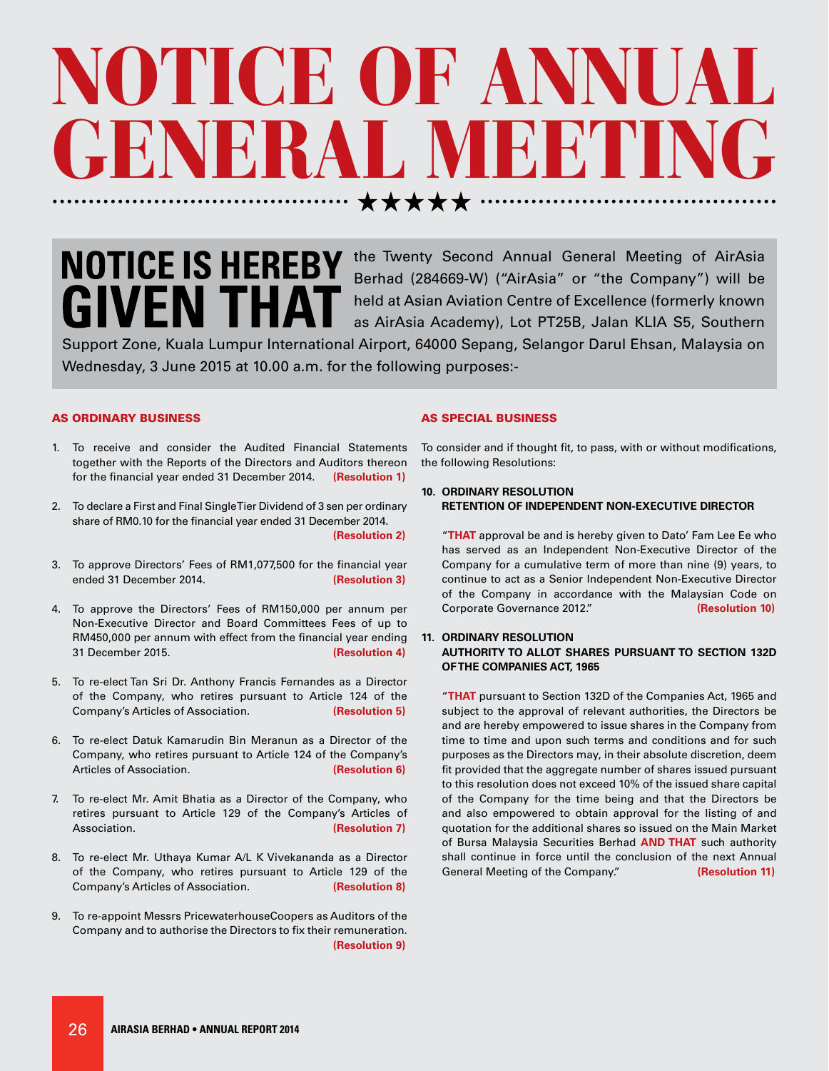# NOTICE OF ANNUAL GENERAL MEETING

**NOTICE IS HEREBY GIVEN THAT** the Twenty Second Annual General Meeting of AirAsia Berhad (284669-W) ("AirAsia" or "the Company") will be held at Asian Aviation Centre of Excellence (formerly known as AirAsia Academy), Lot PT25B, Jalan KLIA S5, Southern Support Zone, Kuala Lumpur International Airport, 64000 Sepang, Selangor Darul Ehsan, Malaysia on Wednesday, 3 June 2015 at 10.00 a.m. for the following purposes:-

## AS ORDINARY BUSINESS

1. To receive and consider the Audited Financial Statements together with the Reports of the Directors and Auditors thereon for the financial year ended 31 December 2014. **(Resolution 1)**

2. To declare a First and Final Single Tier Dividend of 3 sen per ordinary share of RM0.10 for the financial year ended 31 December 2014. **(Resolution 2)**

3. To approve Directors' Fees of RM1,077,500 for the financial year ended 31 December 2014. **(Resolution 3)**

4. To approve the Directors' Fees of RM150,000 per annum per Non-Executive Director and Board Committees Fees of up to RM450,000 per annum with effect from the financial year ending 31 December 2015. **(Resolution 4)**

5. To re-elect Tan Sri Dr. Anthony Francis Fernandes as a Director of the Company, who retires pursuant to Article 124 of the Company's Articles of Association. **(Resolution 5)**

6. To re-elect Datuk Kamarudin Bin Meranun as a Director of the Company, who retires pursuant to Article 124 of the Company's Articles of Association. **(Resolution 6)**

7. To re-elect Mr. Amit Bhatia as a Director of the Company, who retires pursuant to Article 129 of the Company's Articles of Association. **(Resolution 7)**

8. To re-elect Mr. Uthaya Kumar A/L K Vivekananda as a Director of the Company, who retires pursuant to Article 129 of the Company's Articles of Association. **(Resolution 8)**

9. To re-appoint Messrs PricewaterhouseCoopers as Auditors of the Company and to authorise the Directors to fix their remuneration. **(Resolution 9)**

## AS SPECIAL BUSINESS

To consider and if thought fit, to pass, with or without modifications, the following Resolutions:

**10. ORDINARY RESOLUTION**
**RETENTION OF INDEPENDENT NON-EXECUTIVE DIRECTOR**

"**THAT** approval be and is hereby given to Dato' Fam Lee Ee who has served as an Independent Non-Executive Director of the Company for a cumulative term of more than nine (9) years, to continue to act as a Senior Independent Non-Executive Director of the Company in accordance with the Malaysian Code on Corporate Governance 2012." **(Resolution 10)**

**11. ORDINARY RESOLUTION**
**AUTHORITY TO ALLOT SHARES PURSUANT TO SECTION 132D OF THE COMPANIES ACT, 1965**

"**THAT** pursuant to Section 132D of the Companies Act, 1965 and subject to the approval of relevant authorities, the Directors be and are hereby empowered to issue shares in the Company from time to time and upon such terms and conditions and for such purposes as the Directors may, in their absolute discretion, deem fit provided that the aggregate number of shares issued pursuant to this resolution does not exceed 10% of the issued share capital of the Company for the time being and that the Directors be and also empowered to obtain approval for the listing of and quotation for the additional shares so issued on the Main Market of Bursa Malaysia Securities Berhad **AND THAT** such authority shall continue in force until the conclusion of the next Annual General Meeting of the Company." **(Resolution 11)**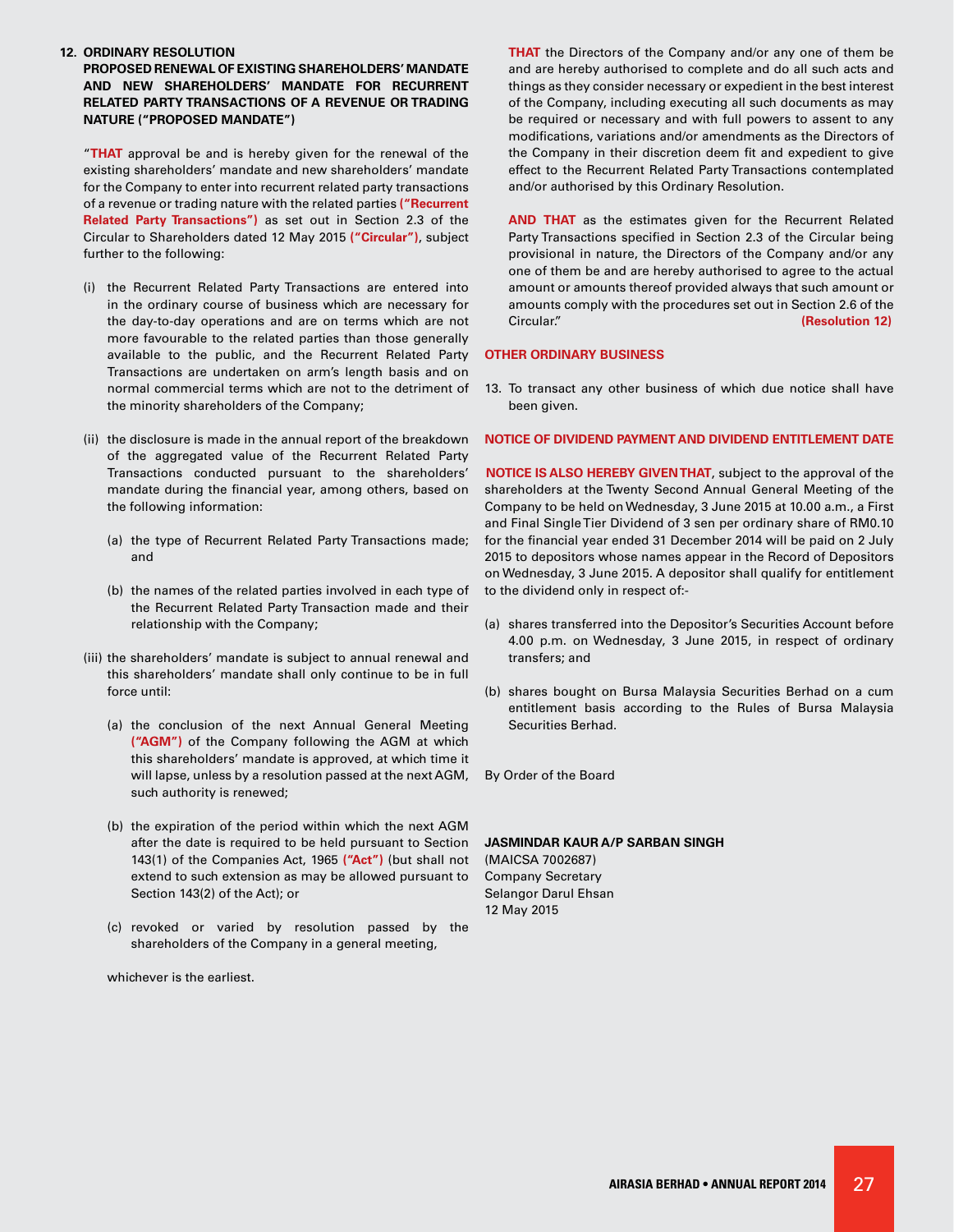**12. ORDINARY RESOLUTION**
**PROPOSED RENEWAL OF EXISTING SHAREHOLDERS' MANDATE AND NEW SHAREHOLDERS' MANDATE FOR RECURRENT RELATED PARTY TRANSACTIONS OF A REVENUE OR TRADING NATURE ("PROPOSED MANDATE")**

"**THAT** approval be and is hereby given for the renewal of the existing shareholders' mandate and new shareholders' mandate for the Company to enter into recurrent related party transactions of a revenue or trading nature with the related parties **("Recurrent Related Party Transactions")** as set out in Section 2.3 of the Circular to Shareholders dated 12 May 2015 **("Circular")**, subject further to the following:

(i) the Recurrent Related Party Transactions are entered into in the ordinary course of business which are necessary for the day-to-day operations and are on terms which are not more favourable to the related parties than those generally available to the public, and the Recurrent Related Party Transactions are undertaken on arm's length basis and on normal commercial terms which are not to the detriment of the minority shareholders of the Company;

(ii) the disclosure is made in the annual report of the breakdown of the aggregated value of the Recurrent Related Party Transactions conducted pursuant to the shareholders' mandate during the financial year, among others, based on the following information:

   (a) the type of Recurrent Related Party Transactions made; and

   (b) the names of the related parties involved in each type of the Recurrent Related Party Transaction made and their relationship with the Company;

(iii) the shareholders' mandate is subject to annual renewal and this shareholders' mandate shall only continue to be in full force until:

   (a) the conclusion of the next Annual General Meeting **("AGM")** of the Company following the AGM at which this shareholders' mandate is approved, at which time it will lapse, unless by a resolution passed at the next AGM, such authority is renewed;

   (b) the expiration of the period within which the next AGM after the date is required to be held pursuant to Section 143(1) of the Companies Act, 1965 **("Act")** (but shall not extend to such extension as may be allowed pursuant to Section 143(2) of the Act); or

   (c) revoked or varied by resolution passed by the shareholders of the Company in a general meeting,

whichever is the earliest.

**THAT** the Directors of the Company and/or any one of them be and are hereby authorised to complete and do all such acts and things as they consider necessary or expedient in the best interest of the Company, including executing all such documents as may be required or necessary and with full powers to assent to any modifications, variations and/or amendments as the Directors of the Company in their discretion deem fit and expedient to give effect to the Recurrent Related Party Transactions contemplated and/or authorised by this Ordinary Resolution.

**AND THAT** as the estimates given for the Recurrent Related Party Transactions specified in Section 2.3 of the Circular being provisional in nature, the Directors of the Company and/or any one of them be and are hereby authorised to agree to the actual amount or amounts thereof provided always that such amount or amounts comply with the procedures set out in Section 2.6 of the Circular." **(Resolution 12)**

**OTHER ORDINARY BUSINESS**

13. To transact any other business of which due notice shall have been given.

**NOTICE OF DIVIDEND PAYMENT AND DIVIDEND ENTITLEMENT DATE**

**NOTICE IS ALSO HEREBY GIVEN THAT**, subject to the approval of the shareholders at the Twenty Second Annual General Meeting of the Company to be held on Wednesday, 3 June 2015 at 10.00 a.m., a First and Final Single Tier Dividend of 3 sen per ordinary share of RM0.10 for the financial year ended 31 December 2014 will be paid on 2 July 2015 to depositors whose names appear in the Record of Depositors on Wednesday, 3 June 2015. A depositor shall qualify for entitlement to the dividend only in respect of:-

(a) shares transferred into the Depositor's Securities Account before 4.00 p.m. on Wednesday, 3 June 2015, in respect of ordinary transfers; and

(b) shares bought on Bursa Malaysia Securities Berhad on a cum entitlement basis according to the Rules of Bursa Malaysia Securities Berhad.

By Order of the Board

**JASMINDAR KAUR A/P SARBAN SINGH**
(MAICSA 7002687)
Company Secretary
Selangor Darul Ehsan
12 May 2015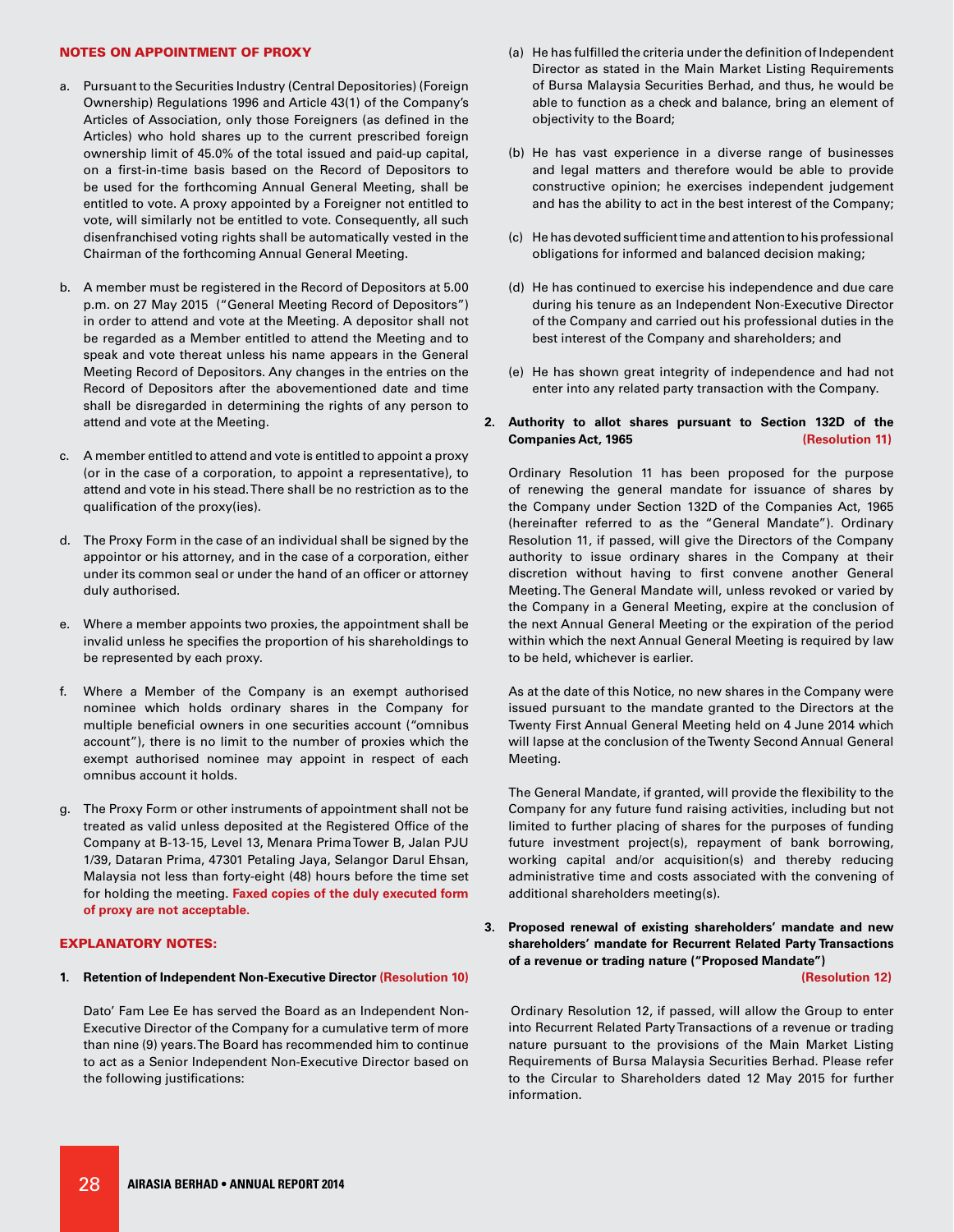## NOTES ON APPOINTMENT OF PROXY

a. Pursuant to the Securities Industry (Central Depositories) (Foreign Ownership) Regulations 1996 and Article 43(1) of the Company's Articles of Association, only those Foreigners (as defined in the Articles) who hold shares up to the current prescribed foreign ownership limit of 45.0% of the total issued and paid-up capital, on a first-in-time basis based on the Record of Depositors to be used for the forthcoming Annual General Meeting, shall be entitled to vote. A proxy appointed by a Foreigner not entitled to vote, will similarly not be entitled to vote. Consequently, all such disenfranchised voting rights shall be automatically vested in the Chairman of the forthcoming Annual General Meeting.

b. A member must be registered in the Record of Depositors at 5.00 p.m. on 27 May 2015 ("General Meeting Record of Depositors") in order to attend and vote at the Meeting. A depositor shall not be regarded as a Member entitled to attend the Meeting and to speak and vote thereat unless his name appears in the General Meeting Record of Depositors. Any changes in the entries on the Record of Depositors after the abovementioned date and time shall be disregarded in determining the rights of any person to attend and vote at the Meeting.

c. A member entitled to attend and vote is entitled to appoint a proxy (or in the case of a corporation, to appoint a representative), to attend and vote in his stead. There shall be no restriction as to the qualification of the proxy(ies).

d. The Proxy Form in the case of an individual shall be signed by the appointor or his attorney, and in the case of a corporation, either under its common seal or under the hand of an officer or attorney duly authorised.

e. Where a member appoints two proxies, the appointment shall be invalid unless he specifies the proportion of his shareholdings to be represented by each proxy.

f. Where a Member of the Company is an exempt authorised nominee which holds ordinary shares in the Company for multiple beneficial owners in one securities account ("omnibus account"), there is no limit to the number of proxies which the exempt authorised nominee may appoint in respect of each omnibus account it holds.

g. The Proxy Form or other instruments of appointment shall not be treated as valid unless deposited at the Registered Office of the Company at B-13-15, Level 13, Menara Prima Tower B, Jalan PJU 1/39, Dataran Prima, 47301 Petaling Jaya, Selangor Darul Ehsan, Malaysia not less than forty-eight (48) hours before the time set for holding the meeting. **Faxed copies of the duly executed form of proxy are not acceptable**.

## EXPLANATORY NOTES:

**1. Retention of Independent Non-Executive Director (Resolution 10)**

Dato' Fam Lee Ee has served the Board as an Independent Non-Executive Director of the Company for a cumulative term of more than nine (9) years. The Board has recommended him to continue to act as a Senior Independent Non-Executive Director based on the following justifications:

(a) He has fulfilled the criteria under the definition of Independent Director as stated in the Main Market Listing Requirements of Bursa Malaysia Securities Berhad, and thus, he would be able to function as a check and balance, bring an element of objectivity to the Board;

(b) He has vast experience in a diverse range of businesses and legal matters and therefore would be able to provide constructive opinion; he exercises independent judgement and has the ability to act in the best interest of the Company;

(c) He has devoted sufficient time and attention to his professional obligations for informed and balanced decision making;

(d) He has continued to exercise his independence and due care during his tenure as an Independent Non-Executive Director of the Company and carried out his professional duties in the best interest of the Company and shareholders; and

(e) He has shown great integrity of independence and had not enter into any related party transaction with the Company.

**2. Authority to allot shares pursuant to Section 132D of the Companies Act, 1965 (Resolution 11)**

Ordinary Resolution 11 has been proposed for the purpose of renewing the general mandate for issuance of shares by the Company under Section 132D of the Companies Act, 1965 (hereinafter referred to as the "General Mandate"). Ordinary Resolution 11, if passed, will give the Directors of the Company authority to issue ordinary shares in the Company at their discretion without having to first convene another General Meeting. The General Mandate will, unless revoked or varied by the Company in a General Meeting, expire at the conclusion of the next Annual General Meeting or the expiration of the period within which the next Annual General Meeting is required by law to be held, whichever is earlier.

As at the date of this Notice, no new shares in the Company were issued pursuant to the mandate granted to the Directors at the Twenty First Annual General Meeting held on 4 June 2014 which will lapse at the conclusion of the Twenty Second Annual General Meeting.

The General Mandate, if granted, will provide the flexibility to the Company for any future fund raising activities, including but not limited to further placing of shares for the purposes of funding future investment project(s), repayment of bank borrowing, working capital and/or acquisition(s) and thereby reducing administrative time and costs associated with the convening of additional shareholders meeting(s).

**3. Proposed renewal of existing shareholders' mandate and new shareholders' mandate for Recurrent Related Party Transactions of a revenue or trading nature ("Proposed Mandate") (Resolution 12)**

Ordinary Resolution 12, if passed, will allow the Group to enter into Recurrent Related Party Transactions of a revenue or trading nature pursuant to the provisions of the Main Market Listing Requirements of Bursa Malaysia Securities Berhad. Please refer to the Circular to Shareholders dated 12 May 2015 for further information.